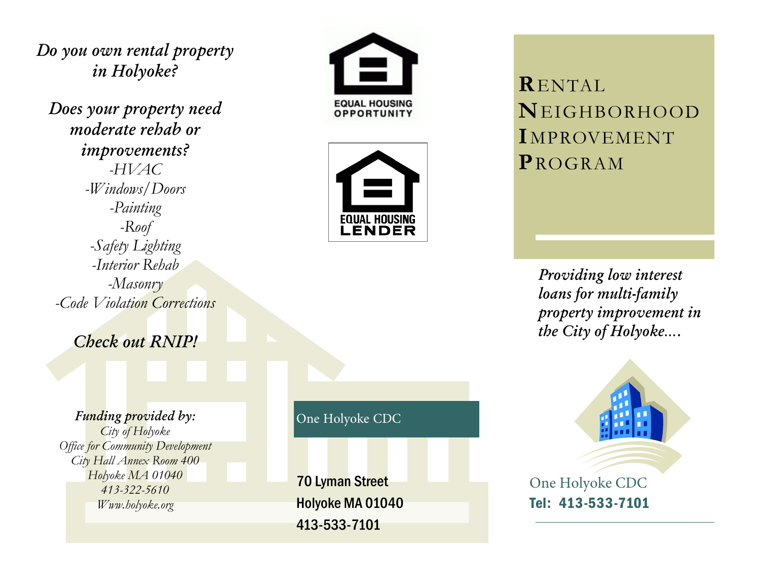*Do you own rental property in Holyoke?*

*Does your property need moderate rehab or improvements?*

*-HVAC*
*-Windows/Doors*
*-Painting*
*-Roof*
*-Safety Lighting*
*-Interior Rehab*
*-Masonry*
*-Code Violation Corrections*

***Check out RNIP!***

***Funding provided by:***
*City of Holyoke*
*Office for Community Development*
*City Hall Annex Room 400*
*Holyoke MA 01040*
*413-322-5610*
*Www.holyoke.org*

EQUAL HOUSING OPPORTUNITY

EQUAL HOUSING LENDER

One Holyoke CDC

70 Lyman Street
Holyoke MA 01040
413-533-7101

# RENTAL NEIGHBORHOOD IMPROVEMENT PROGRAM

*Providing low interest loans for multi-family property improvement in the City of Holyoke....*

One Holyoke CDC
**Tel: 413-533-7101**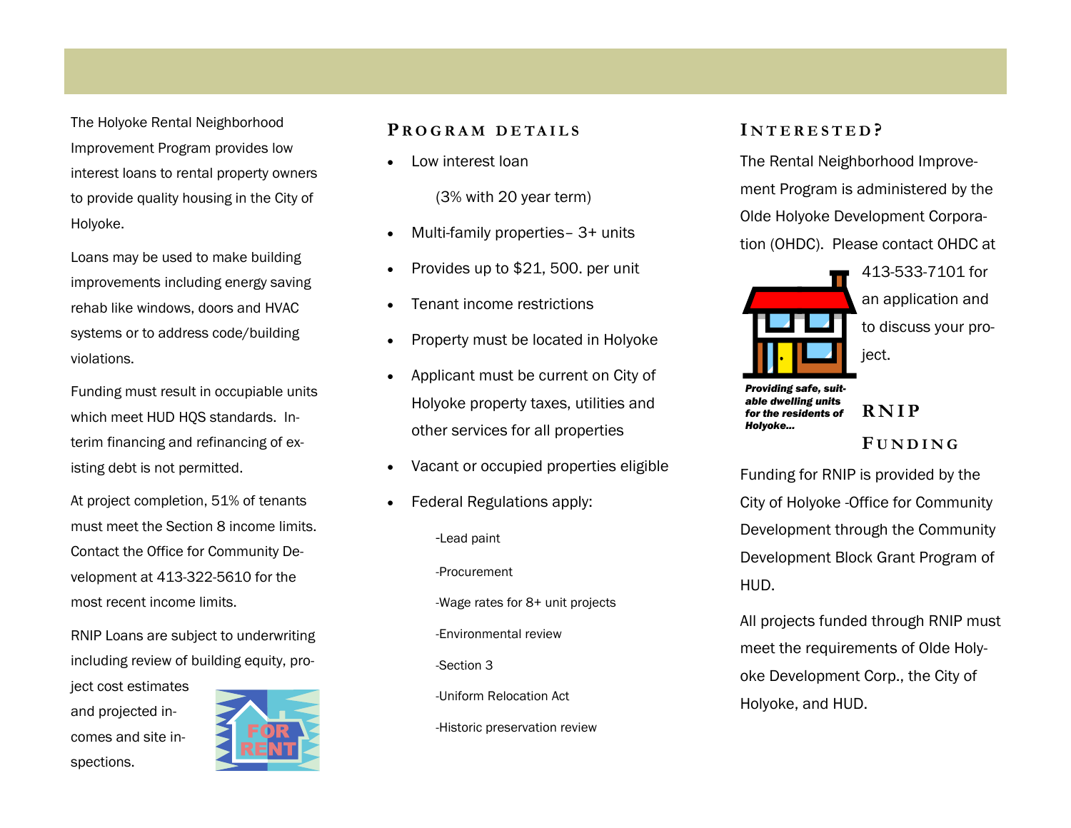The Holyoke Rental Neighborhood Improvement Program provides low interest loans to rental property owners to provide quality housing in the City of Holyoke.

Loans may be used to make building improvements including energy saving rehab like windows, doors and HVAC systems or to address code/building violations.

Funding must result in occupiable units which meet HUD HQS standards. Interim financing and refinancing of existing debt is not permitted.

At project completion, 51% of tenants must meet the Section 8 income limits. Contact the Office for Community Development at 413-322-5610 for the most recent income limits.

RNIP Loans are subject to underwriting including review of building equity, project cost estimates and projected incomes and site inspections.

## Program details

- Low interest loan

  (3% with 20 year term)
- Multi-family properties– 3+ units
- Provides up to $21, 500. per unit
- Tenant income restrictions
- Property must be located in Holyoke
- Applicant must be current on City of Holyoke property taxes, utilities and other services for all properties
- Vacant or occupied properties eligible
- Federal Regulations apply:

  -Lead paint

  -Procurement

  -Wage rates for 8+ unit projects

  -Environmental review

  -Section 3

  -Uniform Relocation Act

  -Historic preservation review

## Interested?

The Rental Neighborhood Improvement Program is administered by the Olde Holyoke Development Corporation (OHDC). Please contact OHDC at 413-533-7101 for an application and to discuss your project.

***Providing safe, suitable dwelling units for the residents of Holyoke...***

## RNIP Funding

Funding for RNIP is provided by the City of Holyoke -Office for Community Development through the Community Development Block Grant Program of HUD.

All projects funded through RNIP must meet the requirements of Olde Holyoke Development Corp., the City of Holyoke, and HUD.